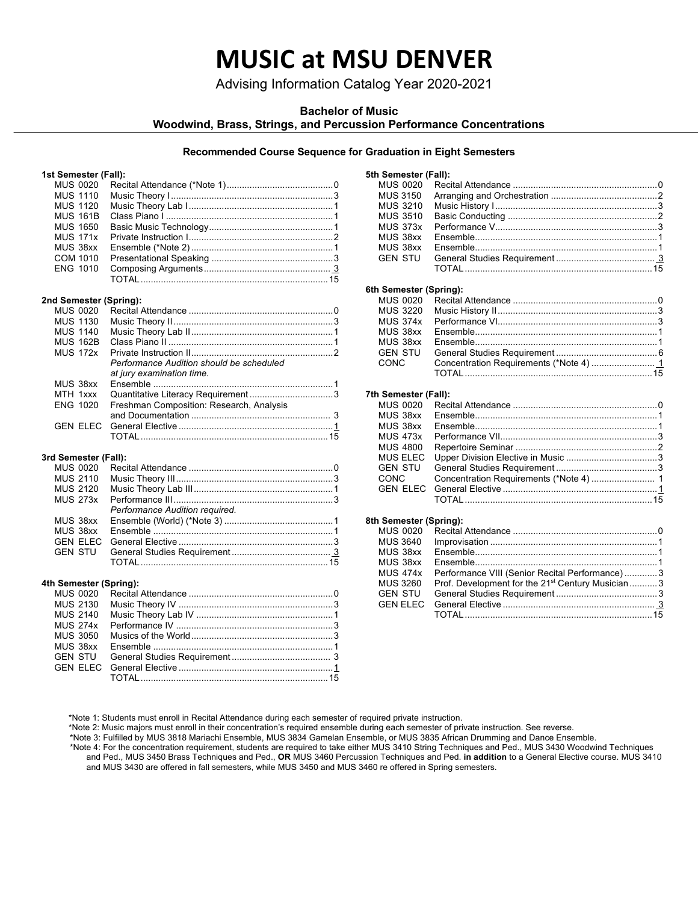# MUSIC at MSU DENVER

Advising Information Catalog Year 2020-2021

**Bachelor of Music**
**Woodwind, Brass, Strings, and Percussion Performance Concentrations**

**Recommended Course Sequence for Graduation in Eight Semesters**

**1st Semester (Fall):**

| Course | Title | Credits |
|---|---|---|
| MUS 0020 | Recital Attendance (*Note 1) | 0 |
| MUS 1110 | Music Theory I | 3 |
| MUS 1120 | Music Theory Lab I | 1 |
| MUS 161B | Class Piano I | 1 |
| MUS 1650 | Basic Music Technology | 1 |
| MUS 171x | Private Instruction I | 2 |
| MUS 38xx | Ensemble (*Note 2) | 1 |
| COM 1010 | Presentational Speaking | 3 |
| ENG 1010 | Composing Arguments | 3 |
| | TOTAL | 15 |

**2nd Semester (Spring):**

| Course | Title | Credits |
|---|---|---|
| MUS 0020 | Recital Attendance | 0 |
| MUS 1130 | Music Theory II | 3 |
| MUS 1140 | Music Theory Lab II | 1 |
| MUS 162B | Class Piano II | 1 |
| MUS 172x | Private Instruction II | 2 |
| | *Performance Audition should be scheduled at jury examination time.* | |
| MUS 38xx | Ensemble | 1 |
| MTH 1xxx | Quantitative Literacy Requirement | 3 |
| ENG 1020 | Freshman Composition: Research, Analysis and Documentation | 3 |
| GEN ELEC | General Elective | 1 |
| | TOTAL | 15 |

**3rd Semester (Fall):**

| Course | Title | Credits |
|---|---|---|
| MUS 0020 | Recital Attendance | 0 |
| MUS 2110 | Music Theory III | 3 |
| MUS 2120 | Music Theory Lab III | 1 |
| MUS 273x | Performance III | 3 |
| | *Performance Audition required.* | |
| MUS 38xx | Ensemble (World) (*Note 3) | 1 |
| MUS 38xx | Ensemble | 1 |
| GEN ELEC | General Elective | 3 |
| GEN STU | General Studies Requirement | 3 |
| | TOTAL | 15 |

**4th Semester (Spring):**

| Course | Title | Credits |
|---|---|---|
| MUS 0020 | Recital Attendance | 0 |
| MUS 2130 | Music Theory IV | 3 |
| MUS 2140 | Music Theory Lab IV | 1 |
| MUS 274x | Performance IV | 3 |
| MUS 3050 | Musics of the World | 3 |
| MUS 38xx | Ensemble | 1 |
| GEN STU | General Studies Requirement | 3 |
| GEN ELEC | General Elective | 1 |
| | TOTAL | 15 |

**5th Semester (Fall):**

| Course | Title | Credits |
|---|---|---|
| MUS 0020 | Recital Attendance | 0 |
| MUS 3150 | Arranging and Orchestration | 2 |
| MUS 3210 | Music History I | 3 |
| MUS 3510 | Basic Conducting | 2 |
| MUS 373x | Performance V | 3 |
| MUS 38xx | Ensemble | 1 |
| MUS 38xx | Ensemble | 1 |
| GEN STU | General Studies Requirement | 3 |
| | TOTAL | 15 |

**6th Semester (Spring):**

| Course | Title | Credits |
|---|---|---|
| MUS 0020 | Recital Attendance | 0 |
| MUS 3220 | Music History II | 3 |
| MUS 374x | Performance VI | 3 |
| MUS 38xx | Ensemble | 1 |
| MUS 38xx | Ensemble | 1 |
| GEN STU | General Studies Requirement | 6 |
| CONC | Concentration Requirements (*Note 4) | 1 |
| | TOTAL | 15 |

**7th Semester (Fall):**

| Course | Title | Credits |
|---|---|---|
| MUS 0020 | Recital Attendance | 0 |
| MUS 38xx | Ensemble | 1 |
| MUS 38xx | Ensemble | 1 |
| MUS 473x | Performance VII | 3 |
| MUS 4800 | Repertoire Seminar | 2 |
| MUS ELEC | Upper Division Elective in Music | 3 |
| GEN STU | General Studies Requirement | 3 |
| CONC | Concentration Requirements (*Note 4) | 1 |
| GEN ELEC | General Elective | 1 |
| | TOTAL | 15 |

**8th Semester (Spring):**

| Course | Title | Credits |
|---|---|---|
| MUS 0020 | Recital Attendance | 0 |
| MUS 3640 | Improvisation | 1 |
| MUS 38xx | Ensemble | 1 |
| MUS 38xx | Ensemble | 1 |
| MUS 474x | Performance VIII (Senior Recital Performance) | 3 |
| MUS 3260 | Prof. Development for the 21st Century Musician | 3 |
| GEN STU | General Studies Requirement | 3 |
| GEN ELEC | General Elective | 3 |
| | TOTAL | 15 |

*Note 1: Students must enroll in Recital Attendance during each semester of required private instruction.

*Note 2: Music majors must enroll in their concentration's required ensemble during each semester of private instruction. See reverse.

*Note 3: Fulfilled by MUS 3818 Mariachi Ensemble, MUS 3834 Gamelan Ensemble, or MUS 3835 African Drumming and Dance Ensemble.

*Note 4: For the concentration requirement, students are required to take either MUS 3410 String Techniques and Ped., MUS 3430 Woodwind Techniques and Ped., MUS 3450 Brass Techniques and Ped., **OR** MUS 3460 Percussion Techniques and Ped. **in addition** to a General Elective course. MUS 3410 and MUS 3430 are offered in fall semesters, while MUS 3450 and MUS 3460 re offered in Spring semesters.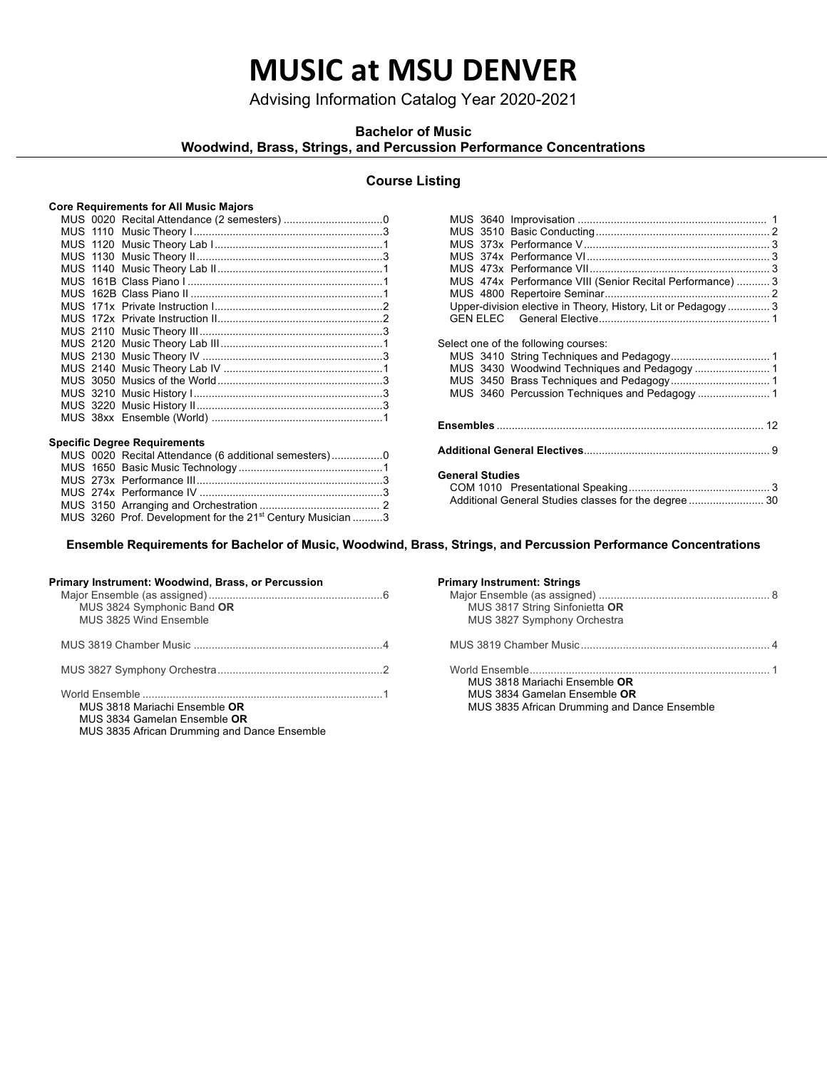# MUSIC at MSU DENVER

Advising Information Catalog Year 2020-2021

**Bachelor of Music**
**Woodwind, Brass, Strings, and Percussion Performance Concentrations**

## Course Listing

**Core Requirements for All Music Majors**

| | | |
|---|---|---|
| MUS 0020 | Recital Attendance (2 semesters) | 0 |
| MUS 1110 | Music Theory I | 3 |
| MUS 1120 | Music Theory Lab I | 1 |
| MUS 1130 | Music Theory II | 3 |
| MUS 1140 | Music Theory Lab II | 1 |
| MUS 161B | Class Piano I | 1 |
| MUS 162B | Class Piano II | 1 |
| MUS 171x | Private Instruction I | 2 |
| MUS 172x | Private Instruction II | 2 |
| MUS 2110 | Music Theory III | 3 |
| MUS 2120 | Music Theory Lab III | 1 |
| MUS 2130 | Music Theory IV | 3 |
| MUS 2140 | Music Theory Lab IV | 1 |
| MUS 3050 | Musics of the World | 3 |
| MUS 3210 | Music History I | 3 |
| MUS 3220 | Music History II | 3 |
| MUS 38xx | Ensemble (World) | 1 |

**Specific Degree Requirements**

| | | |
|---|---|---|
| MUS 0020 | Recital Attendance (6 additional semesters) | 0 |
| MUS 1650 | Basic Music Technology | 1 |
| MUS 273x | Performance III | 3 |
| MUS 274x | Performance IV | 3 |
| MUS 3150 | Arranging and Orchestration | 2 |
| MUS 3260 | Prof. Development for the 21st Century Musician | 3 |
| MUS 3640 | Improvisation | 1 |
| MUS 3510 | Basic Conducting | 2 |
| MUS 373x | Performance V | 3 |
| MUS 374x | Performance VI | 3 |
| MUS 473x | Performance VII | 3 |
| MUS 474x | Performance VIII (Senior Recital Performance) | 3 |
| MUS 4800 | Repertoire Seminar | 2 |
| | Upper-division elective in Theory, History, Lit or Pedagogy | 3 |
| GEN ELEC | General Elective | 1 |

Select one of the following courses:

| | | |
|---|---|---|
| MUS 3410 | String Techniques and Pedagogy | 1 |
| MUS 3430 | Woodwind Techniques and Pedagogy | 1 |
| MUS 3450 | Brass Techniques and Pedagogy | 1 |
| MUS 3460 | Percussion Techniques and Pedagogy | 1 |

**Ensembles** ........ 12

**Additional General Electives** ........ 9

**General Studies**

| | | |
|---|---|---|
| COM 1010 | Presentational Speaking | 3 |
| | Additional General Studies classes for the degree | 30 |

### Ensemble Requirements for Bachelor of Music, Woodwind, Brass, Strings, and Percussion Performance Concentrations

**Primary Instrument: Woodwind, Brass, or Percussion**

Major Ensemble (as assigned) ........ 6
- MUS 3824 Symphonic Band **OR**
- MUS 3825 Wind Ensemble

MUS 3819 Chamber Music ........ 4

MUS 3827 Symphony Orchestra ........ 2

World Ensemble ........ 1
- MUS 3818 Mariachi Ensemble **OR**
- MUS 3834 Gamelan Ensemble **OR**
- MUS 3835 African Drumming and Dance Ensemble

**Primary Instrument: Strings**

Major Ensemble (as assigned) ........ 8
- MUS 3817 String Sinfonietta **OR**
- MUS 3827 Symphony Orchestra

MUS 3819 Chamber Music ........ 4

World Ensemble ........ 1
- MUS 3818 Mariachi Ensemble **OR**
- MUS 3834 Gamelan Ensemble **OR**
- MUS 3835 African Drumming and Dance Ensemble